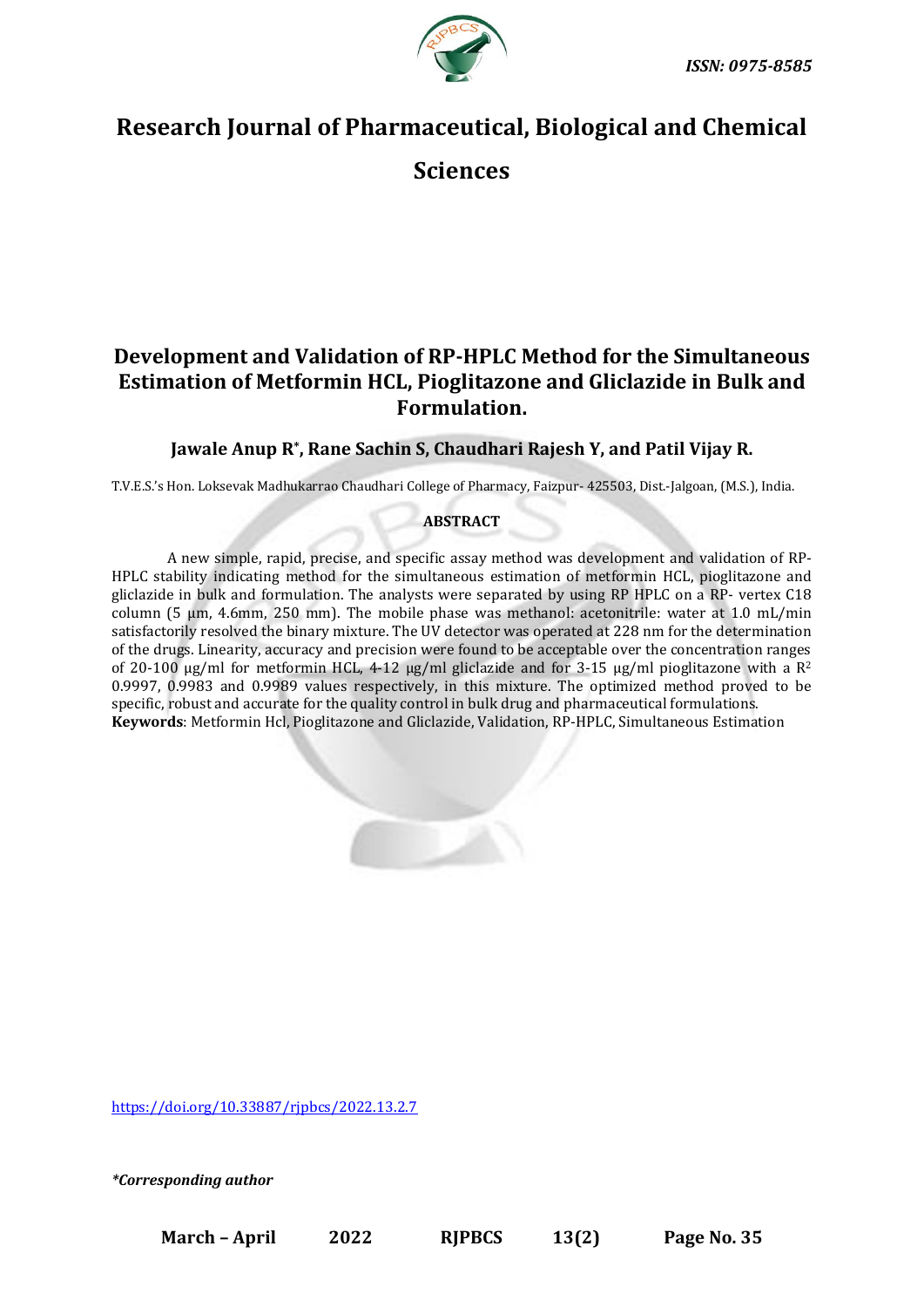# Research Journal of Pharmaceutical, Biological and Chemical Sciences

## Development and Validation of RP-HPLC Method for the Simultaneous Estimation of Metformin HCL, Pioglitazone and Gliclazide in Bulk and Formulation.

**Jawale Anup R*, Rane Sachin S, Chaudhari Rajesh Y, and Patil Vijay R.**

T.V.E.S.'s Hon. Loksevak Madhukarrao Chaudhari College of Pharmacy, Faizpur- 425503, Dist.-Jalgoan, (M.S.), India.

### ABSTRACT

A new simple, rapid, precise, and specific assay method was development and validation of RP-HPLC stability indicating method for the simultaneous estimation of metformin HCL, pioglitazone and gliclazide in bulk and formulation. The analysts were separated by using RP HPLC on a RP- vertex C18 column (5 µm, 4.6mm, 250 mm). The mobile phase was methanol: acetonitrile: water at 1.0 mL/min satisfactorily resolved the binary mixture. The UV detector was operated at 228 nm for the determination of the drugs. Linearity, accuracy and precision were found to be acceptable over the concentration ranges of 20-100 µg/ml for metformin HCL, 4-12 µg/ml gliclazide and for 3-15 µg/ml pioglitazone with a $R^2$ 0.9997, 0.9983 and 0.9989 values respectively, in this mixture. The optimized method proved to be specific, robust and accurate for the quality control in bulk drug and pharmaceutical formulations.

**Keywords**: Metformin Hcl, Pioglitazone and Gliclazide, Validation, RP-HPLC, Simultaneous Estimation

https://doi.org/10.33887/rjpbcs/2022.13.2.7

*\*Corresponding author*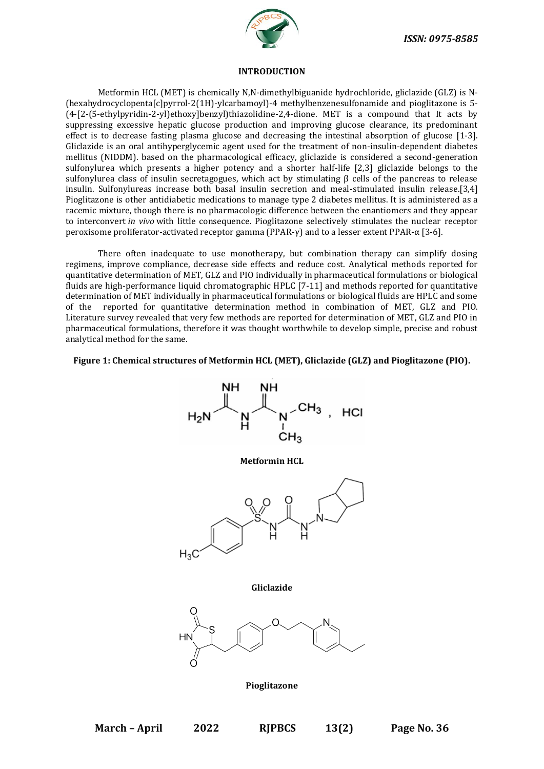## INTRODUCTION

Metformin HCL (MET) is chemically N,N-dimethylbiguanide hydrochloride, gliclazide (GLZ) is N-(hexahydrocyclopenta[c]pyrrol-2(1H)-ylcarbamoyl)-4 methylbenzenesulfonamide and pioglitazone is 5-(4-[2-(5-ethylpyridin-2-yl)ethoxy]benzyl)thiazolidine-2,4-dione. MET is a compound that It acts by suppressing excessive hepatic glucose production and improving glucose clearance, its predominant effect is to decrease fasting plasma glucose and decreasing the intestinal absorption of glucose [1-3]. Gliclazide is an oral antihyperglycemic agent used for the treatment of non-insulin-dependent diabetes mellitus (NIDDM). based on the pharmacological efficacy, gliclazide is considered a second-generation sulfonylurea which presents a higher potency and a shorter half-life [2,3] gliclazide belongs to the sulfonylurea class of insulin secretagogues, which act by stimulating β cells of the pancreas to release insulin. Sulfonylureas increase both basal insulin secretion and meal-stimulated insulin release.[3,4] Pioglitazone is other antidiabetic medications to manage type 2 diabetes mellitus. It is administered as a racemic mixture, though there is no pharmacologic difference between the enantiomers and they appear to interconvert *in vivo* with little consequence. Pioglitazone selectively stimulates the nuclear receptor peroxisome proliferator-activated receptor gamma (PPAR-γ) and to a lesser extent PPAR-α [3-6].

There often inadequate to use monotherapy, but combination therapy can simplify dosing regimens, improve compliance, decrease side effects and reduce cost. Analytical methods reported for quantitative determination of MET, GLZ and PIO individually in pharmaceutical formulations or biological fluids are high-performance liquid chromatographic HPLC [7-11] and methods reported for quantitative determination of MET individually in pharmaceutical formulations or biological fluids are HPLC and some of the reported for quantitative determination method in combination of MET, GLZ and PIO. Literature survey revealed that very few methods are reported for determination of MET, GLZ and PIO in pharmaceutical formulations, therefore it was thought worthwhile to develop simple, precise and robust analytical method for the same.

**Figure 1: Chemical structures of Metformin HCL (MET), Gliclazide (GLZ) and Pioglitazone (PIO).**

**Metformin HCL**

**Gliclazide**

**Pioglitazone**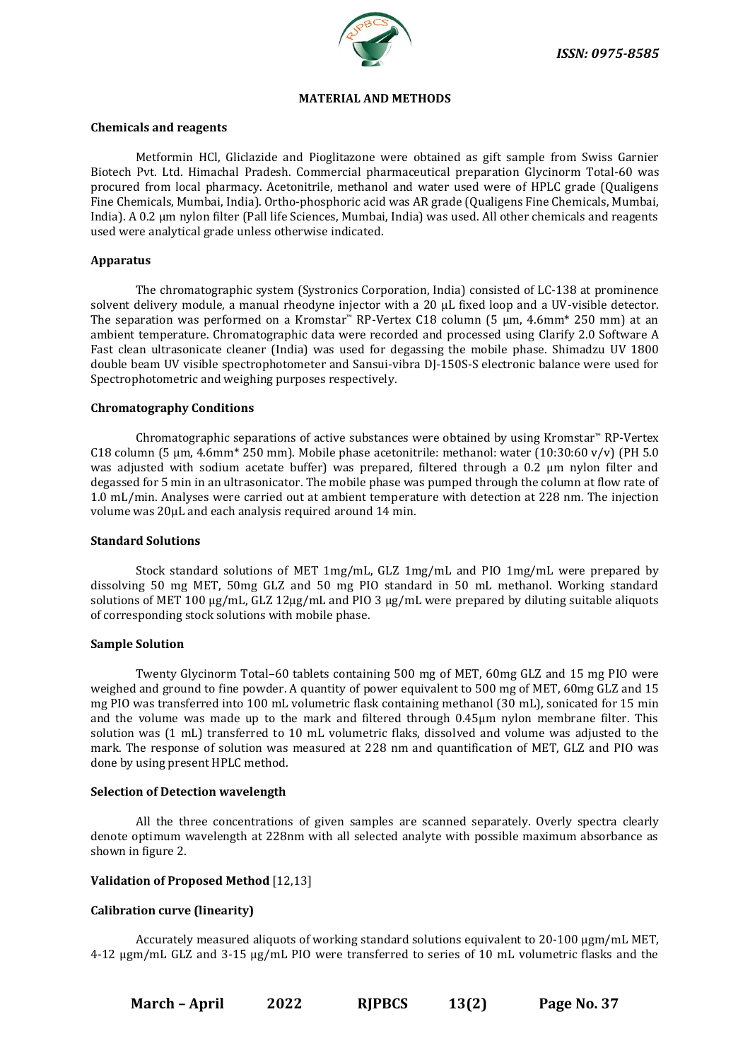## MATERIAL AND METHODS

### Chemicals and reagents

Metformin HCl, Gliclazide and Pioglitazone were obtained as gift sample from Swiss Garnier Biotech Pvt. Ltd. Himachal Pradesh. Commercial pharmaceutical preparation Glycinorm Total-60 was procured from local pharmacy. Acetonitrile, methanol and water used were of HPLC grade (Qualigens Fine Chemicals, Mumbai, India). Ortho-phosphoric acid was AR grade (Qualigens Fine Chemicals, Mumbai, India). A 0.2 µm nylon filter (Pall life Sciences, Mumbai, India) was used. All other chemicals and reagents used were analytical grade unless otherwise indicated.

### Apparatus

The chromatographic system (Systronics Corporation, India) consisted of LC-138 at prominence solvent delivery module, a manual rheodyne injector with a 20 µL fixed loop and a UV-visible detector. The separation was performed on a Kromstar™ RP-Vertex C18 column (5 µm, 4.6mm* 250 mm) at an ambient temperature. Chromatographic data were recorded and processed using Clarify 2.0 Software A Fast clean ultrasonicate cleaner (India) was used for degassing the mobile phase. Shimadzu UV 1800 double beam UV visible spectrophotometer and Sansui-vibra DJ-150S-S electronic balance were used for Spectrophotometric and weighing purposes respectively.

### Chromatography Conditions

Chromatographic separations of active substances were obtained by using Kromstar™ RP-Vertex C18 column (5 µm, 4.6mm* 250 mm). Mobile phase acetonitrile: methanol: water (10:30:60 v/v) (PH 5.0 was adjusted with sodium acetate buffer) was prepared, filtered through a 0.2 µm nylon filter and degassed for 5 min in an ultrasonicator. The mobile phase was pumped through the column at flow rate of 1.0 mL/min. Analyses were carried out at ambient temperature with detection at 228 nm. The injection volume was 20µL and each analysis required around 14 min.

### Standard Solutions

Stock standard solutions of MET 1mg/mL, GLZ 1mg/mL and PIO 1mg/mL were prepared by dissolving 50 mg MET, 50mg GLZ and 50 mg PIO standard in 50 mL methanol. Working standard solutions of MET 100 µg/mL, GLZ 12µg/mL and PIO 3 µg/mL were prepared by diluting suitable aliquots of corresponding stock solutions with mobile phase.

### Sample Solution

Twenty Glycinorm Total–60 tablets containing 500 mg of MET, 60mg GLZ and 15 mg PIO were weighed and ground to fine powder. A quantity of power equivalent to 500 mg of MET, 60mg GLZ and 15 mg PIO was transferred into 100 mL volumetric flask containing methanol (30 mL), sonicated for 15 min and the volume was made up to the mark and filtered through 0.45µm nylon membrane filter. This solution was (1 mL) transferred to 10 mL volumetric flaks, dissolved and volume was adjusted to the mark. The response of solution was measured at 228 nm and quantification of MET, GLZ and PIO was done by using present HPLC method.

### Selection of Detection wavelength

All the three concentrations of given samples are scanned separately. Overly spectra clearly denote optimum wavelength at 228nm with all selected analyte with possible maximum absorbance as shown in figure 2.

### Validation of Proposed Method [12,13]

### Calibration curve (linearity)

Accurately measured aliquots of working standard solutions equivalent to 20-100 µgm/mL MET, 4-12 µgm/mL GLZ and 3-15 µg/mL PIO were transferred to series of 10 mL volumetric flasks and the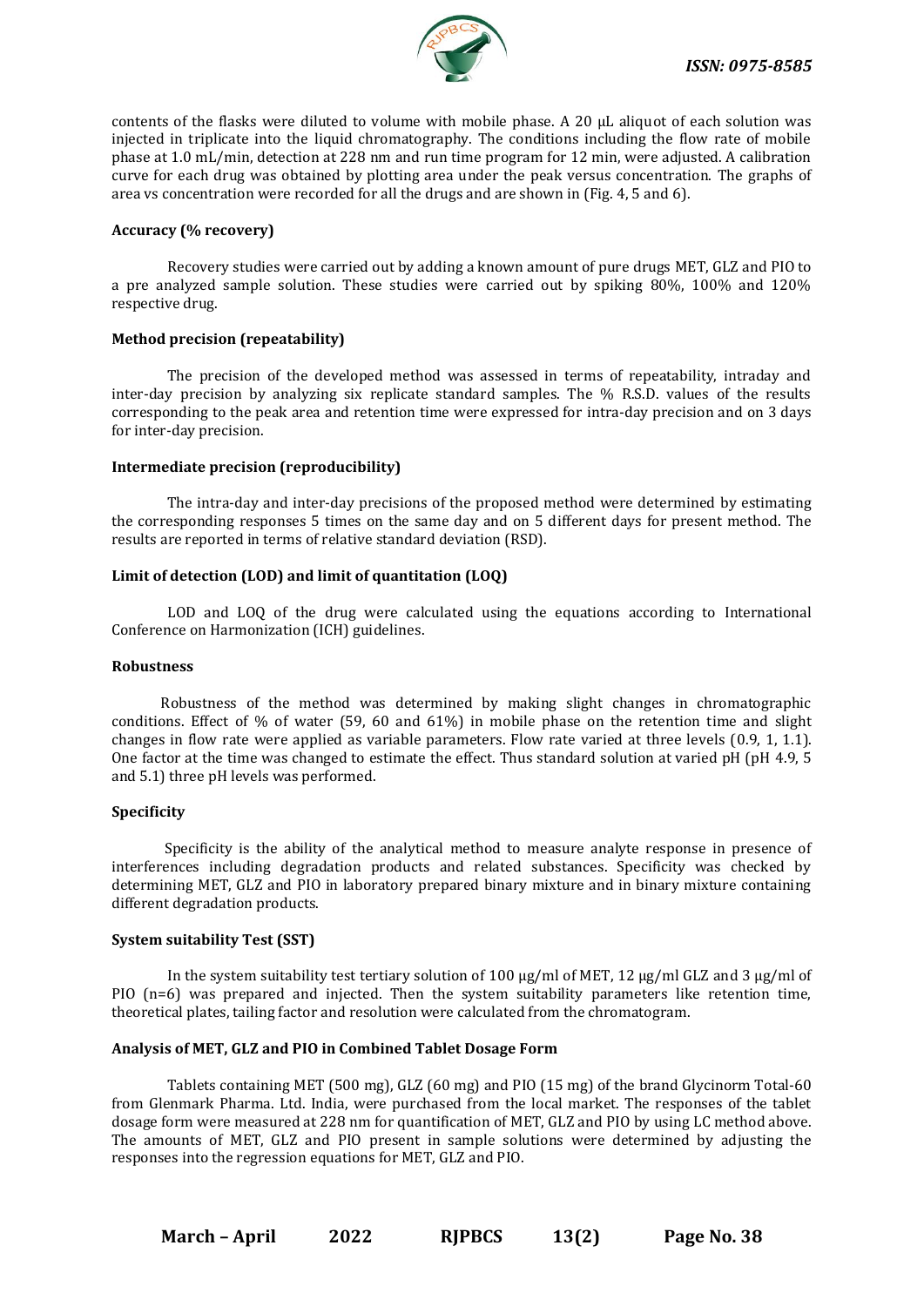contents of the flasks were diluted to volume with mobile phase. A 20 μL aliquot of each solution was injected in triplicate into the liquid chromatography. The conditions including the flow rate of mobile phase at 1.0 mL/min, detection at 228 nm and run time program for 12 min, were adjusted. A calibration curve for each drug was obtained by plotting area under the peak versus concentration. The graphs of area vs concentration were recorded for all the drugs and are shown in (Fig. 4, 5 and 6).

### Accuracy (% recovery)

Recovery studies were carried out by adding a known amount of pure drugs MET, GLZ and PIO to a pre analyzed sample solution. These studies were carried out by spiking 80%, 100% and 120% respective drug.

### Method precision (repeatability)

The precision of the developed method was assessed in terms of repeatability, intraday and inter-day precision by analyzing six replicate standard samples. The % R.S.D. values of the results corresponding to the peak area and retention time were expressed for intra-day precision and on 3 days for inter-day precision.

### Intermediate precision (reproducibility)

The intra-day and inter-day precisions of the proposed method were determined by estimating the corresponding responses 5 times on the same day and on 5 different days for present method. The results are reported in terms of relative standard deviation (RSD).

### Limit of detection (LOD) and limit of quantitation (LOQ)

LOD and LOQ of the drug were calculated using the equations according to International Conference on Harmonization (ICH) guidelines.

### Robustness

Robustness of the method was determined by making slight changes in chromatographic conditions. Effect of % of water (59, 60 and 61%) in mobile phase on the retention time and slight changes in flow rate were applied as variable parameters. Flow rate varied at three levels (0.9, 1, 1.1). One factor at the time was changed to estimate the effect. Thus standard solution at varied pH (pH 4.9, 5 and 5.1) three pH levels was performed.

### Specificity

Specificity is the ability of the analytical method to measure analyte response in presence of interferences including degradation products and related substances. Specificity was checked by determining MET, GLZ and PIO in laboratory prepared binary mixture and in binary mixture containing different degradation products.

### System suitability Test (SST)

In the system suitability test tertiary solution of 100 μg/ml of MET, 12 μg/ml GLZ and 3 μg/ml of PIO (n=6) was prepared and injected. Then the system suitability parameters like retention time, theoretical plates, tailing factor and resolution were calculated from the chromatogram.

### Analysis of MET, GLZ and PIO in Combined Tablet Dosage Form

Tablets containing MET (500 mg), GLZ (60 mg) and PIO (15 mg) of the brand Glycinorm Total-60 from Glenmark Pharma. Ltd. India, were purchased from the local market. The responses of the tablet dosage form were measured at 228 nm for quantification of MET, GLZ and PIO by using LC method above. The amounts of MET, GLZ and PIO present in sample solutions were determined by adjusting the responses into the regression equations for MET, GLZ and PIO.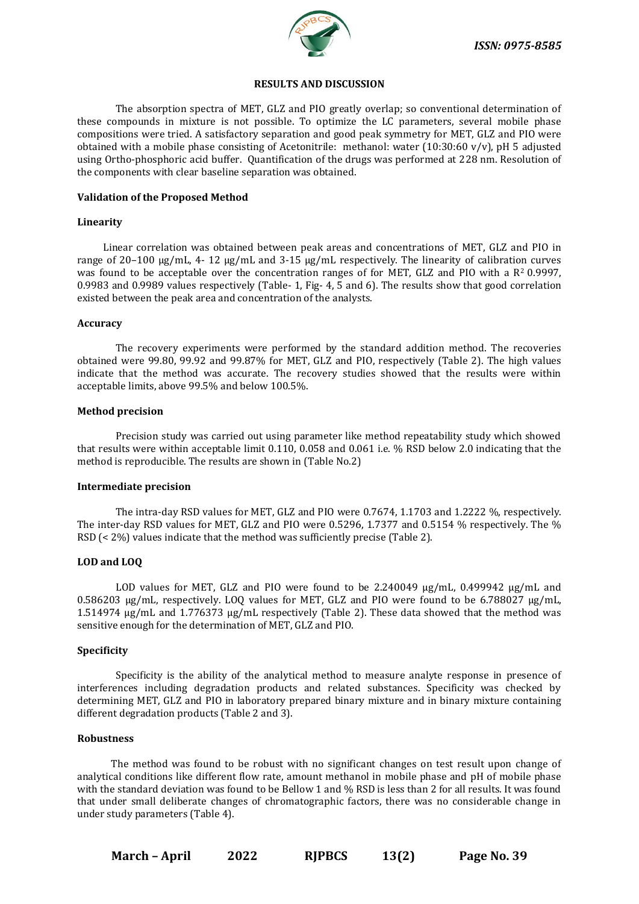## RESULTS AND DISCUSSION

The absorption spectra of MET, GLZ and PIO greatly overlap; so conventional determination of these compounds in mixture is not possible. To optimize the LC parameters, several mobile phase compositions were tried. A satisfactory separation and good peak symmetry for MET, GLZ and PIO were obtained with a mobile phase consisting of Acetonitrile: methanol: water (10:30:60 v/v), pH 5 adjusted using Ortho-phosphoric acid buffer. Quantification of the drugs was performed at 228 nm. Resolution of the components with clear baseline separation was obtained.

### Validation of the Proposed Method

#### Linearity

Linear correlation was obtained between peak areas and concentrations of MET, GLZ and PIO in range of 20–100 µg/mL, 4- 12 µg/mL and 3-15 µg/mL respectively. The linearity of calibration curves was found to be acceptable over the concentration ranges of for MET, GLZ and PIO with a $R^2$ 0.9997, 0.9983 and 0.9989 values respectively (Table- 1, Fig- 4, 5 and 6). The results show that good correlation existed between the peak area and concentration of the analysts.

#### Accuracy

The recovery experiments were performed by the standard addition method. The recoveries obtained were 99.80, 99.92 and 99.87% for MET, GLZ and PIO, respectively (Table 2). The high values indicate that the method was accurate. The recovery studies showed that the results were within acceptable limits, above 99.5% and below 100.5%.

#### Method precision

Precision study was carried out using parameter like method repeatability study which showed that results were within acceptable limit 0.110, 0.058 and 0.061 i.e. % RSD below 2.0 indicating that the method is reproducible. The results are shown in (Table No.2)

#### Intermediate precision

The intra-day RSD values for MET, GLZ and PIO were 0.7674, 1.1703 and 1.2222 %, respectively. The inter-day RSD values for MET, GLZ and PIO were 0.5296, 1.7377 and 0.5154 % respectively. The % RSD (< 2%) values indicate that the method was sufficiently precise (Table 2).

#### LOD and LOQ

LOD values for MET, GLZ and PIO were found to be 2.240049 µg/mL, 0.499942 µg/mL and 0.586203 µg/mL, respectively. LOQ values for MET, GLZ and PIO were found to be 6.788027 µg/mL, 1.514974 µg/mL and 1.776373 µg/mL respectively (Table 2). These data showed that the method was sensitive enough for the determination of MET, GLZ and PIO.

#### Specificity

Specificity is the ability of the analytical method to measure analyte response in presence of interferences including degradation products and related substances. Specificity was checked by determining MET, GLZ and PIO in laboratory prepared binary mixture and in binary mixture containing different degradation products (Table 2 and 3).

#### Robustness

The method was found to be robust with no significant changes on test result upon change of analytical conditions like different flow rate, amount methanol in mobile phase and pH of mobile phase with the standard deviation was found to be Bellow 1 and % RSD is less than 2 for all results. It was found that under small deliberate changes of chromatographic factors, there was no considerable change in under study parameters (Table 4).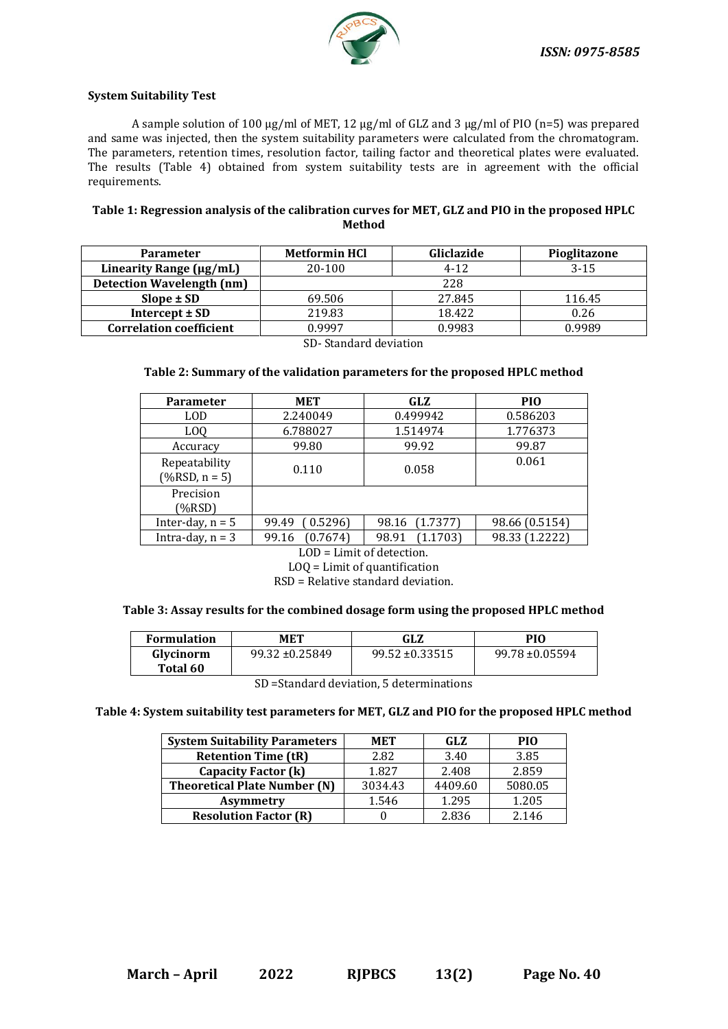**System Suitability Test**

A sample solution of 100 μg/ml of MET, 12 μg/ml of GLZ and 3 μg/ml of PIO (n=5) was prepared and same was injected, then the system suitability parameters were calculated from the chromatogram. The parameters, retention times, resolution factor, tailing factor and theoretical plates were evaluated. The results (Table 4) obtained from system suitability tests are in agreement with the official requirements.

**Table 1: Regression analysis of the calibration curves for MET, GLZ and PIO in the proposed HPLC Method**

| Parameter | Metformin HCl | Gliclazide | Pioglitazone |
|---|---|---|---|
| **Linearity Range (μg/mL)** | 20-100 | 4-12 | 3-15 |
| **Detection Wavelength (nm)** | 228 | | |
| **Slope ± SD** | 69.506 | 27.845 | 116.45 |
| **Intercept ± SD** | 219.83 | 18.422 | 0.26 |
| **Correlation coefficient** | 0.9997 | 0.9983 | 0.9989 |

SD- Standard deviation

**Table 2: Summary of the validation parameters for the proposed HPLC method**

| Parameter | MET | GLZ | PIO |
|---|---|---|---|
| LOD | 2.240049 | 0.499942 | 0.586203 |
| LOQ | 6.788027 | 1.514974 | 1.776373 |
| Accuracy | 99.80 | 99.92 | 99.87 |
| Repeatability (%RSD, n = 5) | 0.110 | 0.058 | 0.061 |
| Precision (%RSD) | | | |
| Inter-day, n = 5 | 99.49 ( 0.5296) | 98.16 (1.7377) | 98.66 (0.5154) |
| Intra-day, n = 3 | 99.16 (0.7674) | 98.91 (1.1703) | 98.33 (1.2222) |

LOD = Limit of detection.
LOQ = Limit of quantification
RSD = Relative standard deviation.

**Table 3: Assay results for the combined dosage form using the proposed HPLC method**

| Formulation | MET | GLZ | PIO |
|---|---|---|---|
| **Glycinorm Total 60** | 99.32 ±0.25849 | 99.52 ±0.33515 | 99.78 ±0.05594 |

SD =Standard deviation, 5 determinations

**Table 4: System suitability test parameters for MET, GLZ and PIO for the proposed HPLC method**

| System Suitability Parameters | MET | GLZ | PIO |
|---|---|---|---|
| **Retention Time (tR)** | 2.82 | 3.40 | 3.85 |
| **Capacity Factor (k)** | 1.827 | 2.408 | 2.859 |
| **Theoretical Plate Number (N)** | 3034.43 | 4409.60 | 5080.05 |
| **Asymmetry** | 1.546 | 1.295 | 1.205 |
| **Resolution Factor (R)** | 0 | 2.836 | 2.146 |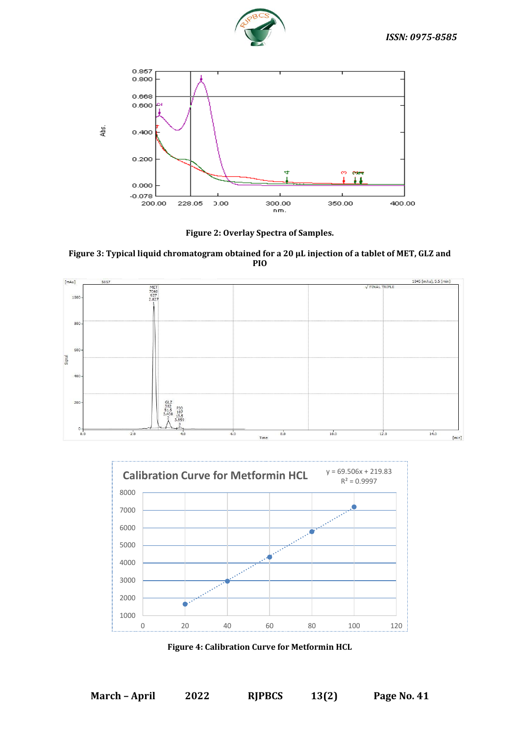**Figure 2: Overlay Spectra of Samples.**

**Figure 3: Typical liquid chromatogram obtained for a 20 µL injection of a tablet of MET, GLZ and PIO**

**Figure 4: Calibration Curve for Metformin HCL**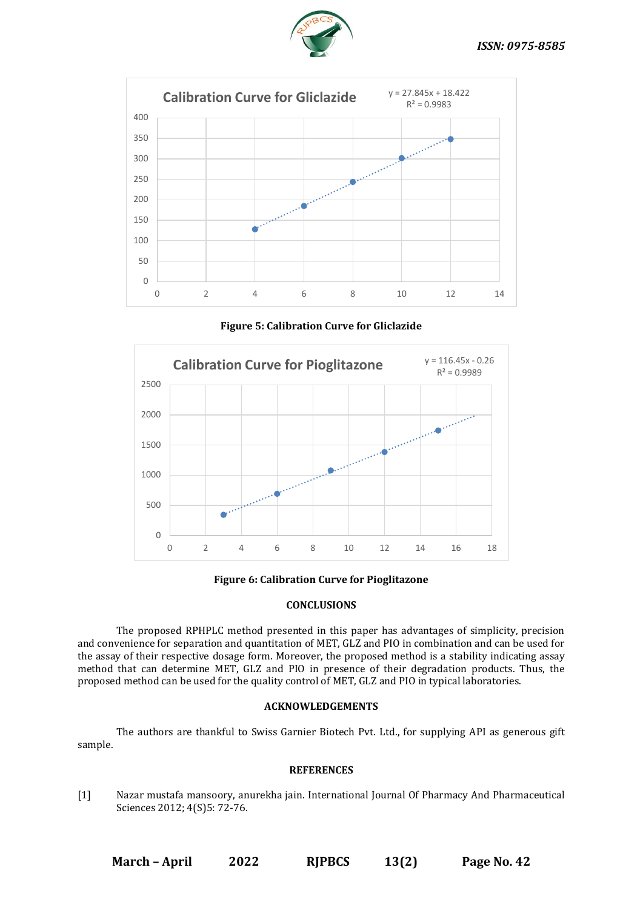**Figure 5: Calibration Curve for Gliclazide**

**Figure 6: Calibration Curve for Pioglitazone**

## CONCLUSIONS

The proposed RPHPLC method presented in this paper has advantages of simplicity, precision and convenience for separation and quantitation of MET, GLZ and PIO in combination and can be used for the assay of their respective dosage form. Moreover, the proposed method is a stability indicating assay method that can determine MET, GLZ and PIO in presence of their degradation products. Thus, the proposed method can be used for the quality control of MET, GLZ and PIO in typical laboratories.

## ACKNOWLEDGEMENTS

The authors are thankful to Swiss Garnier Biotech Pvt. Ltd., for supplying API as generous gift sample.

## REFERENCES

[1] Nazar mustafa mansoory, anurekha jain. International Journal Of Pharmacy And Pharmaceutical Sciences 2012; 4(S)5: 72-76.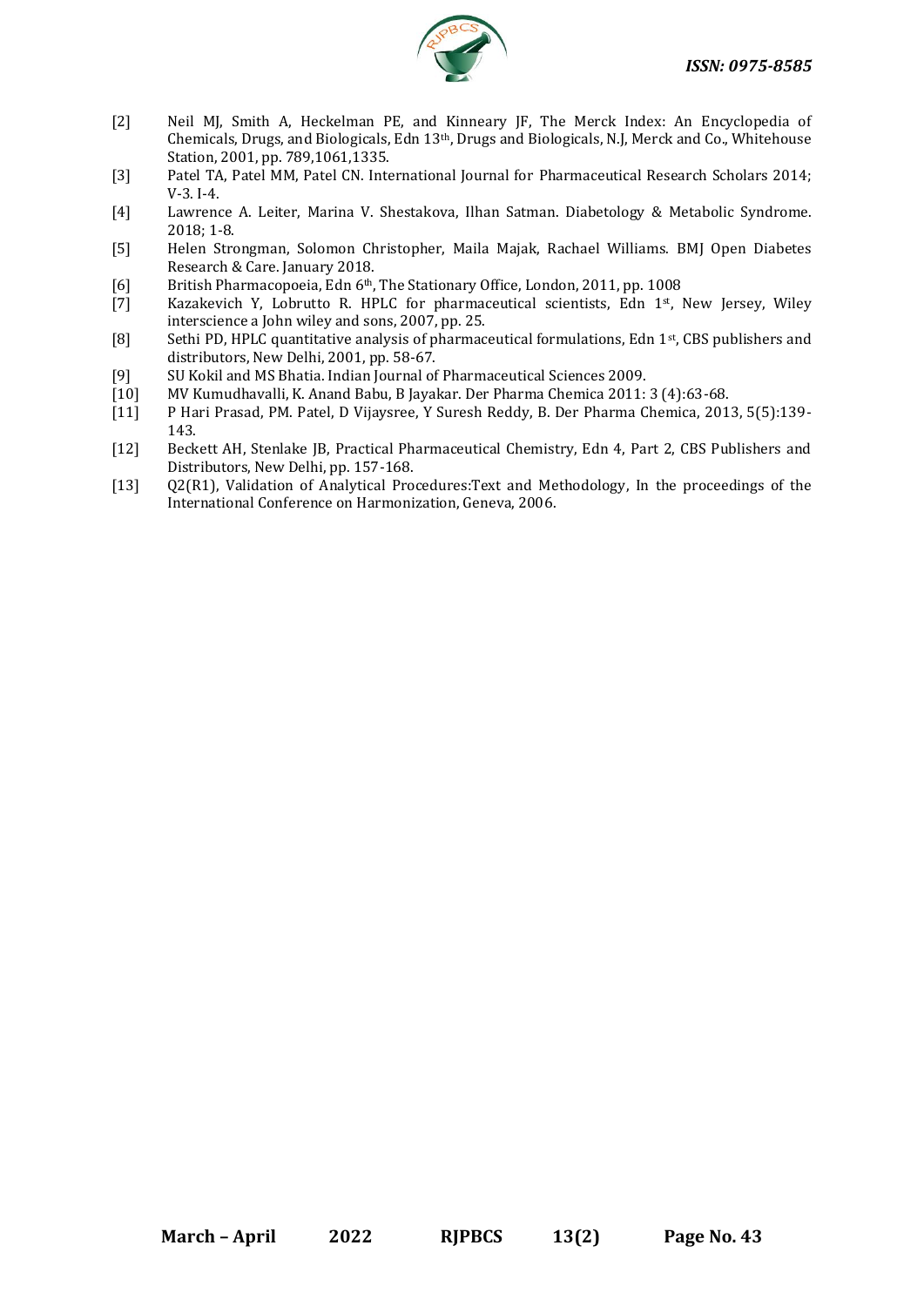[2] Neil MJ, Smith A, Heckelman PE, and Kinneary JF, The Merck Index: An Encyclopedia of Chemicals, Drugs, and Biologicals, Edn 13th, Drugs and Biologicals, N.J, Merck and Co., Whitehouse Station, 2001, pp. 789,1061,1335.

[3] Patel TA, Patel MM, Patel CN. International Journal for Pharmaceutical Research Scholars 2014; V-3. I-4.

[4] Lawrence A. Leiter, Marina V. Shestakova, Ilhan Satman. Diabetology & Metabolic Syndrome. 2018; 1-8.

[5] Helen Strongman, Solomon Christopher, Maila Majak, Rachael Williams. BMJ Open Diabetes Research & Care. January 2018.

[6] British Pharmacopoeia, Edn 6th, The Stationary Office, London, 2011, pp. 1008

[7] Kazakevich Y, Lobrutto R. HPLC for pharmaceutical scientists, Edn 1st, New Jersey, Wiley interscience a John wiley and sons, 2007, pp. 25.

[8] Sethi PD, HPLC quantitative analysis of pharmaceutical formulations, Edn 1st, CBS publishers and distributors, New Delhi, 2001, pp. 58-67.

[9] SU Kokil and MS Bhatia. Indian Journal of Pharmaceutical Sciences 2009.

[10] MV Kumudhavalli, K. Anand Babu, B Jayakar. Der Pharma Chemica 2011: 3 (4):63-68.

[11] P Hari Prasad, PM. Patel, D Vijaysree, Y Suresh Reddy, B. Der Pharma Chemica, 2013, 5(5):139-143.

[12] Beckett AH, Stenlake JB, Practical Pharmaceutical Chemistry, Edn 4, Part 2, CBS Publishers and Distributors, New Delhi, pp. 157-168.

[13] Q2(R1), Validation of Analytical Procedures:Text and Methodology, In the proceedings of the International Conference on Harmonization, Geneva, 2006.